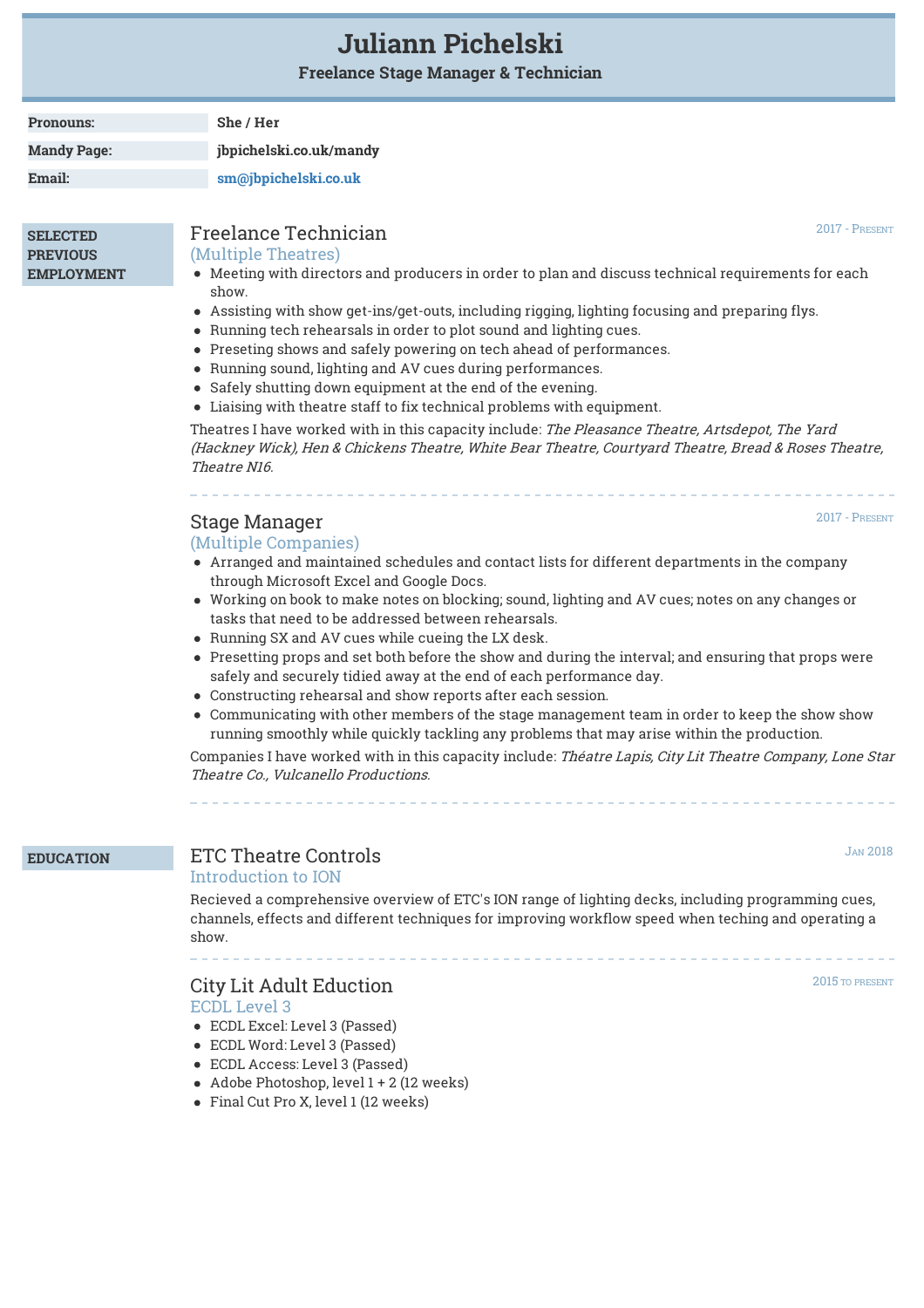# Juliann Pichelski

**Freelance Stage Manager & Technician**

| | |
|---|---|
| **Pronouns:** | **She / Her** |
| **Mandy Page:** | **jbpichelski.co.uk/mandy** |
| **Email:** | **sm@jbpichelski.co.uk** |

## SELECTED PREVIOUS EMPLOYMENT

### Freelance Technician

2017 - Present

(Multiple Theatres)

- Meeting with directors and producers in order to plan and discuss technical requirements for each show.
- Assisting with show get-ins/get-outs, including rigging, lighting focusing and preparing flys.
- Running tech rehearsals in order to plot sound and lighting cues.
- Preseting shows and safely powering on tech ahead of performances.
- Running sound, lighting and AV cues during performances.
- Safely shutting down equipment at the end of the evening.
- Liaising with theatre staff to fix technical problems with equipment.

Theatres I have worked with in this capacity include: *The Pleasance Theatre, Artsdepot, The Yard (Hackney Wick), Hen & Chickens Theatre, White Bear Theatre, Courtyard Theatre, Bread & Roses Theatre, Theatre N16.*

### Stage Manager

2017 - Present

(Multiple Companies)

- Arranged and maintained schedules and contact lists for different departments in the company through Microsoft Excel and Google Docs.
- Working on book to make notes on blocking; sound, lighting and AV cues; notes on any changes or tasks that need to be addressed between rehearsals.
- Running SX and AV cues while cueing the LX desk.
- Presetting props and set both before the show and during the interval; and ensuring that props were safely and securely tidied away at the end of each performance day.
- Constructing rehearsal and show reports after each session.
- Communicating with other members of the stage management team in order to keep the show show running smoothly while quickly tackling any problems that may arise within the production.

Companies I have worked with in this capacity include: *Théatre Lapis, City Lit Theatre Company, Lone Star Theatre Co., Vulcanello Productions.*

## EDUCATION

### ETC Theatre Controls

Jan 2018

Introduction to ION

Recieved a comprehensive overview of ETC's ION range of lighting decks, including programming cues, channels, effects and different techniques for improving workflow speed when teching and operating a show.

### City Lit Adult Eduction

2015 to present

ECDL Level 3

- ECDL Excel: Level 3 (Passed)
- ECDL Word: Level 3 (Passed)
- ECDL Access: Level 3 (Passed)
- Adobe Photoshop, level 1 + 2 (12 weeks)
- Final Cut Pro X, level 1 (12 weeks)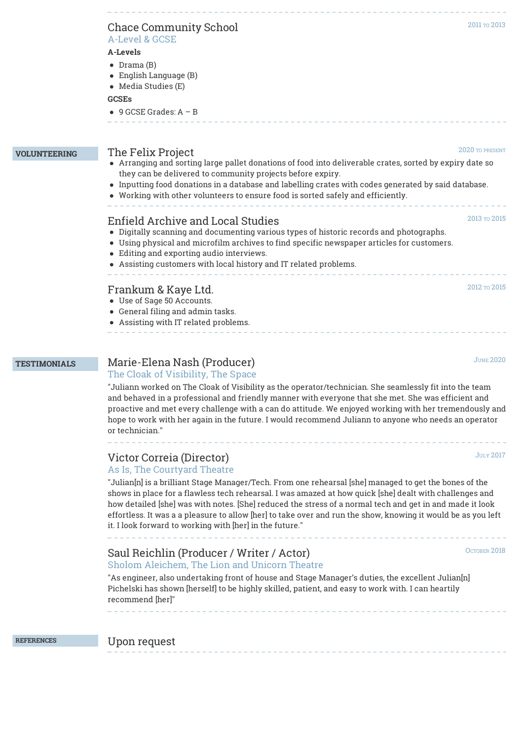### Chace Community School

2011 to 2013

A-Level & GCSE

**A-Levels**

- Drama (B)
- English Language (B)
- Media Studies (E)

**GCSEs**

- 9 GCSE Grades: A – B

## VOLUNTEERING

### The Felix Project

2020 to present

- Arranging and sorting large pallet donations of food into deliverable crates, sorted by expiry date so they can be delivered to community projects before expiry.
- Inputting food donations in a database and labelling crates with codes generated by said database.
- Working with other volunteers to ensure food is sorted safely and efficiently.

### Enfield Archive and Local Studies

2013 to 2015

- Digitally scanning and documenting various types of historic records and photographs.
- Using physical and microfilm archives to find specific newspaper articles for customers.
- Editing and exporting audio interviews.
- Assisting customers with local history and IT related problems.

### Frankum & Kaye Ltd.

2012 to 2015

- Use of Sage 50 Accounts.
- General filing and admin tasks.
- Assisting with IT related problems.

## TESTIMONIALS

### Marie-Elena Nash (Producer)

June 2020

The Cloak of Visibility, The Space

"Juliann worked on The Cloak of Visibility as the operator/technician. She seamlessly fit into the team and behaved in a professional and friendly manner with everyone that she met. She was efficient and proactive and met every challenge with a can do attitude. We enjoyed working with her tremendously and hope to work with her again in the future. I would recommend Juliann to anyone who needs an operator or technician."

### Victor Correia (Director)

July 2017

As Is, The Courtyard Theatre

"Julian[n] is a brilliant Stage Manager/Tech. From one rehearsal [she] managed to get the bones of the shows in place for a flawless tech rehearsal. I was amazed at how quick [she] dealt with challenges and how detailed [she] was with notes. [She] reduced the stress of a normal tech and get in and made it look effortless. It was a a pleasure to allow [her] to take over and run the show, knowing it would be as you left it. I look forward to working with [her] in the future."

### Saul Reichlin (Producer / Writer / Actor)

October 2018

Sholom Aleichem, The Lion and Unicorn Theatre

"As engineer, also undertaking front of house and Stage Manager's duties, the excellent Julian[n] Pichelski has shown [herself] to be highly skilled, patient, and easy to work with. I can heartily recommend [her]"

## REFERENCES

Upon request